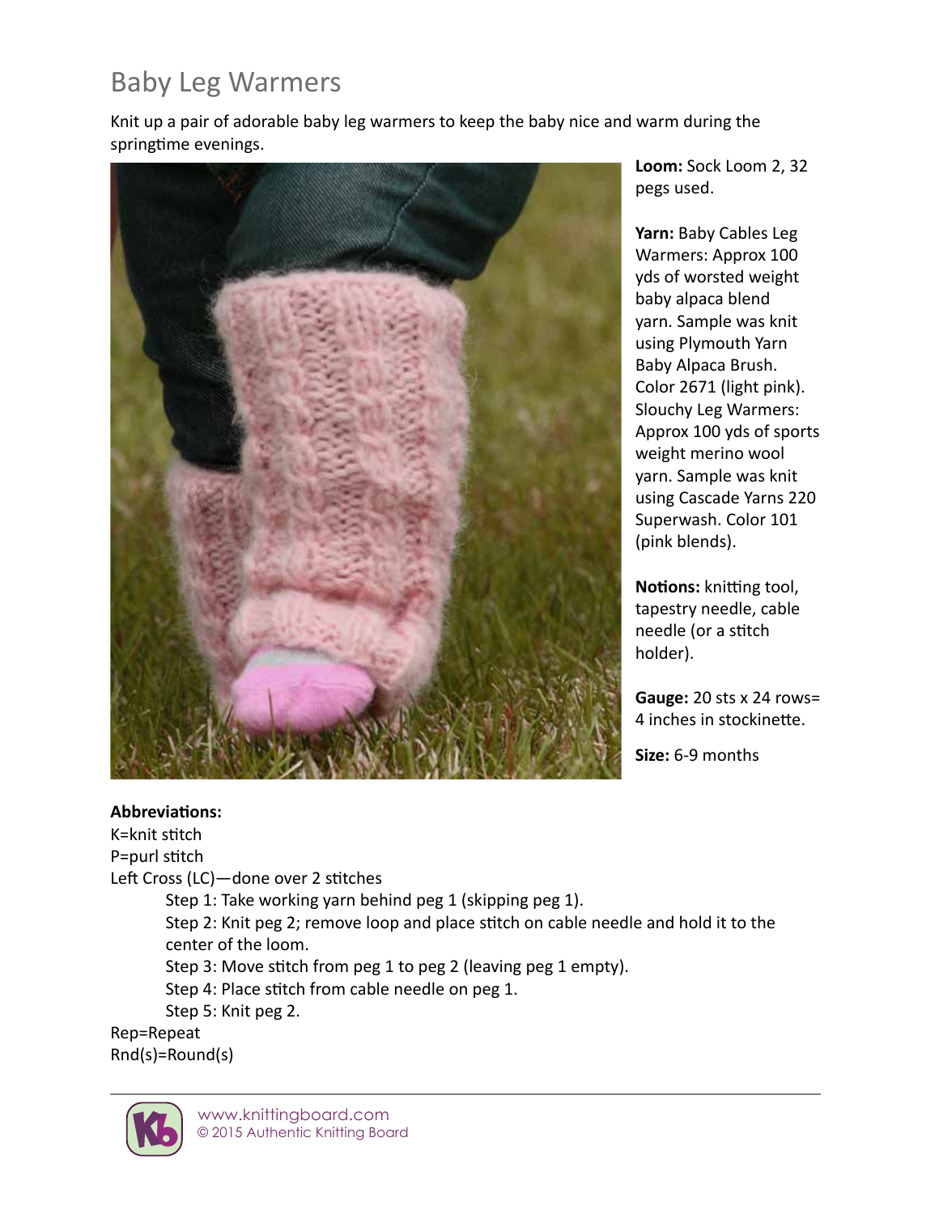# Baby Leg Warmers

Knit up a pair of adorable baby leg warmers to keep the baby nice and warm during the springtime evenings.

**Loom:** Sock Loom 2, 32 pegs used.

**Yarn:** Baby Cables Leg Warmers: Approx 100 yds of worsted weight baby alpaca blend yarn. Sample was knit using Plymouth Yarn Baby Alpaca Brush. Color 2671 (light pink). Slouchy Leg Warmers: Approx 100 yds of sports weight merino wool yarn. Sample was knit using Cascade Yarns 220 Superwash. Color 101 (pink blends).

**Notions:** knitting tool, tapestry needle, cable needle (or a stitch holder).

**Gauge:** 20 sts x 24 rows= 4 inches in stockinette.

**Size:** 6-9 months

**Abbreviations:**

K=knit stitch

P=purl stitch

Left Cross (LC)—done over 2 stitches

> Step 1: Take working yarn behind peg 1 (skipping peg 1).
>
> Step 2: Knit peg 2; remove loop and place stitch on cable needle and hold it to the center of the loom.
>
> Step 3: Move stitch from peg 1 to peg 2 (leaving peg 1 empty).
>
> Step 4: Place stitch from cable needle on peg 1.
>
> Step 5: Knit peg 2.

Rep=Repeat

Rnd(s)=Round(s)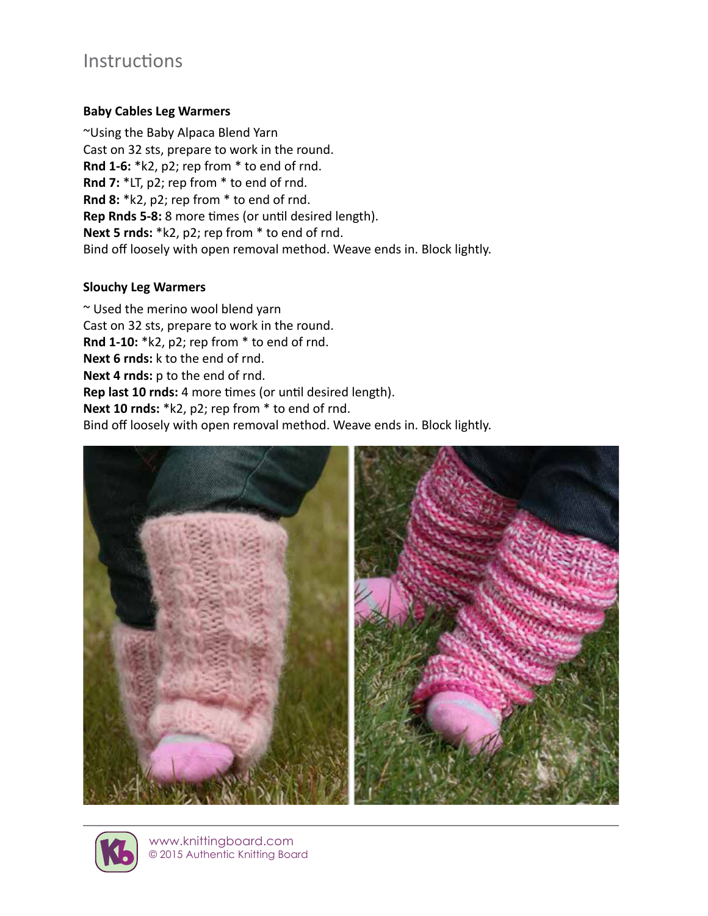## Instructions

**Baby Cables Leg Warmers**

~Using the Baby Alpaca Blend Yarn
Cast on 32 sts, prepare to work in the round.
**Rnd 1-6:** *k2, p2; rep from * to end of rnd.
**Rnd 7:** *LT, p2; rep from * to end of rnd.
**Rnd 8:** *k2, p2; rep from * to end of rnd.
**Rep Rnds 5-8:** 8 more times (or until desired length).
**Next 5 rnds:** *k2, p2; rep from * to end of rnd.
Bind off loosely with open removal method. Weave ends in. Block lightly.

**Slouchy Leg Warmers**

~ Used the merino wool blend yarn
Cast on 32 sts, prepare to work in the round.
**Rnd 1-10:** *k2, p2; rep from * to end of rnd.
**Next 6 rnds:** k to the end of rnd.
**Next 4 rnds:** p to the end of rnd.
**Rep last 10 rnds:** 4 more times (or until desired length).
**Next 10 rnds:** *k2, p2; rep from * to end of rnd.
Bind off loosely with open removal method. Weave ends in. Block lightly.

www.knittingboard.com
© 2015 Authentic Knitting Board